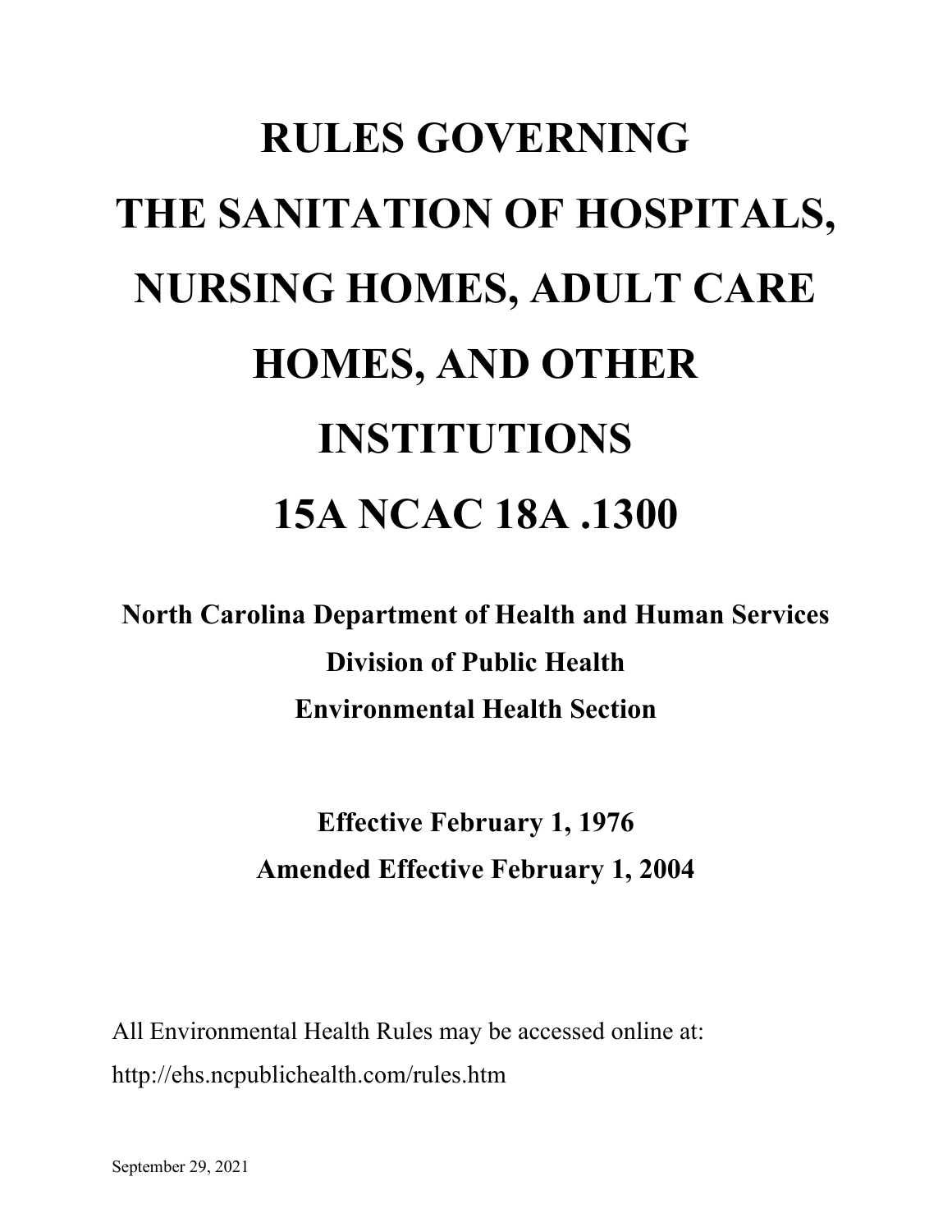# RULES GOVERNING THE SANITATION OF HOSPITALS, NURSING HOMES, ADULT CARE HOMES, AND OTHER INSTITUTIONS

# 15A NCAC 18A .1300

**North Carolina Department of Health and Human Services**

**Division of Public Health**

**Environmental Health Section**

**Effective February 1, 1976**

**Amended Effective February 1, 2004**

All Environmental Health Rules may be accessed online at:
http://ehs.ncpublichealth.com/rules.htm

September 29, 2021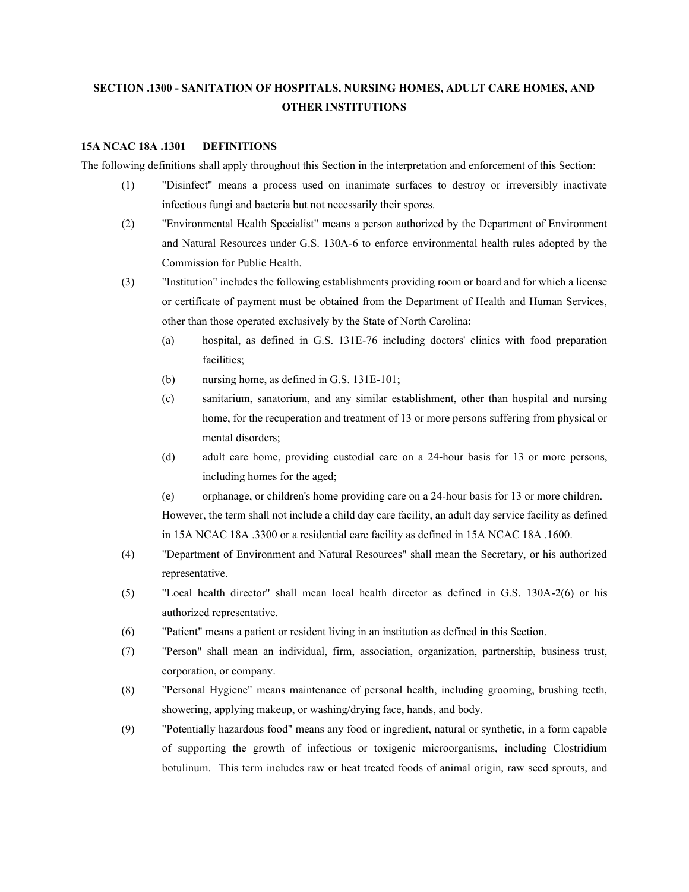## SECTION .1300 - SANITATION OF HOSPITALS, NURSING HOMES, ADULT CARE HOMES, AND OTHER INSTITUTIONS

### 15A NCAC 18A .1301 DEFINITIONS

The following definitions shall apply throughout this Section in the interpretation and enforcement of this Section:

(1) "Disinfect" means a process used on inanimate surfaces to destroy or irreversibly inactivate infectious fungi and bacteria but not necessarily their spores.

(2) "Environmental Health Specialist" means a person authorized by the Department of Environment and Natural Resources under G.S. 130A-6 to enforce environmental health rules adopted by the Commission for Public Health.

(3) "Institution" includes the following establishments providing room or board and for which a license or certificate of payment must be obtained from the Department of Health and Human Services, other than those operated exclusively by the State of North Carolina:

- (a) hospital, as defined in G.S. 131E-76 including doctors' clinics with food preparation facilities;
- (b) nursing home, as defined in G.S. 131E-101;
- (c) sanitarium, sanatorium, and any similar establishment, other than hospital and nursing home, for the recuperation and treatment of 13 or more persons suffering from physical or mental disorders;
- (d) adult care home, providing custodial care on a 24-hour basis for 13 or more persons, including homes for the aged;
- (e) orphanage, or children's home providing care on a 24-hour basis for 13 or more children.

However, the term shall not include a child day care facility, an adult day service facility as defined in 15A NCAC 18A .3300 or a residential care facility as defined in 15A NCAC 18A .1600.

(4) "Department of Environment and Natural Resources" shall mean the Secretary, or his authorized representative.

(5) "Local health director" shall mean local health director as defined in G.S. 130A-2(6) or his authorized representative.

(6) "Patient" means a patient or resident living in an institution as defined in this Section.

(7) "Person" shall mean an individual, firm, association, organization, partnership, business trust, corporation, or company.

(8) "Personal Hygiene" means maintenance of personal health, including grooming, brushing teeth, showering, applying makeup, or washing/drying face, hands, and body.

(9) "Potentially hazardous food" means any food or ingredient, natural or synthetic, in a form capable of supporting the growth of infectious or toxigenic microorganisms, including Clostridium botulinum. This term includes raw or heat treated foods of animal origin, raw seed sprouts, and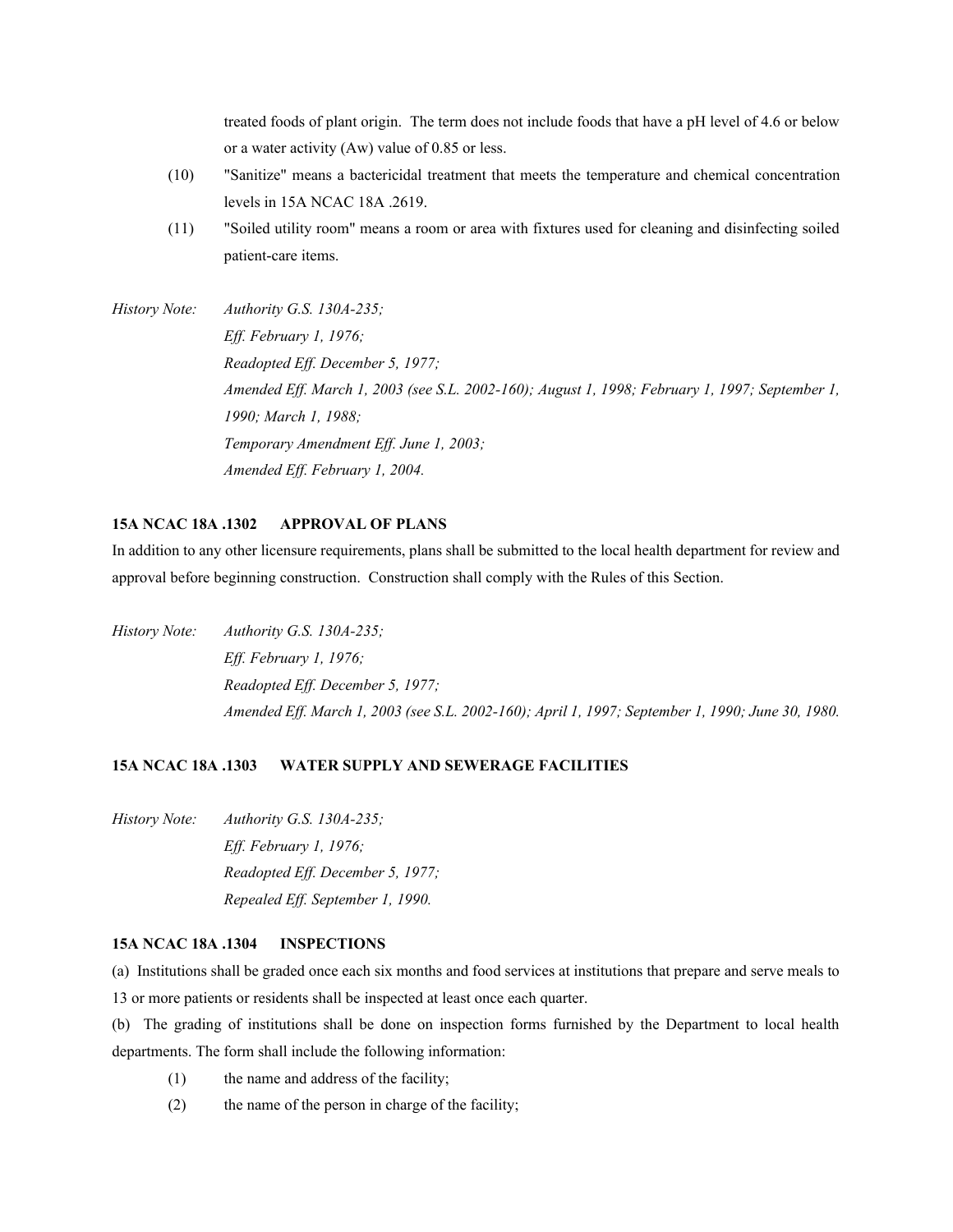treated foods of plant origin. The term does not include foods that have a pH level of 4.6 or below or a water activity (Aw) value of 0.85 or less.

(10) "Sanitize" means a bactericidal treatment that meets the temperature and chemical concentration levels in 15A NCAC 18A .2619.

(11) "Soiled utility room" means a room or area with fixtures used for cleaning and disinfecting soiled patient-care items.

*History Note: Authority G.S. 130A-235;*
*Eff. February 1, 1976;*
*Readopted Eff. December 5, 1977;*
*Amended Eff. March 1, 2003 (see S.L. 2002-160); August 1, 1998; February 1, 1997; September 1, 1990; March 1, 1988;*
*Temporary Amendment Eff. June 1, 2003;*
*Amended Eff. February 1, 2004.*

**15A NCAC 18A .1302 APPROVAL OF PLANS**

In addition to any other licensure requirements, plans shall be submitted to the local health department for review and approval before beginning construction. Construction shall comply with the Rules of this Section.

*History Note: Authority G.S. 130A-235;*
*Eff. February 1, 1976;*
*Readopted Eff. December 5, 1977;*
*Amended Eff. March 1, 2003 (see S.L. 2002-160); April 1, 1997; September 1, 1990; June 30, 1980.*

**15A NCAC 18A .1303 WATER SUPPLY AND SEWERAGE FACILITIES**

*History Note: Authority G.S. 130A-235;*
*Eff. February 1, 1976;*
*Readopted Eff. December 5, 1977;*
*Repealed Eff. September 1, 1990.*

**15A NCAC 18A .1304 INSPECTIONS**

(a) Institutions shall be graded once each six months and food services at institutions that prepare and serve meals to 13 or more patients or residents shall be inspected at least once each quarter.

(b) The grading of institutions shall be done on inspection forms furnished by the Department to local health departments. The form shall include the following information:

(1) the name and address of the facility;

(2) the name of the person in charge of the facility;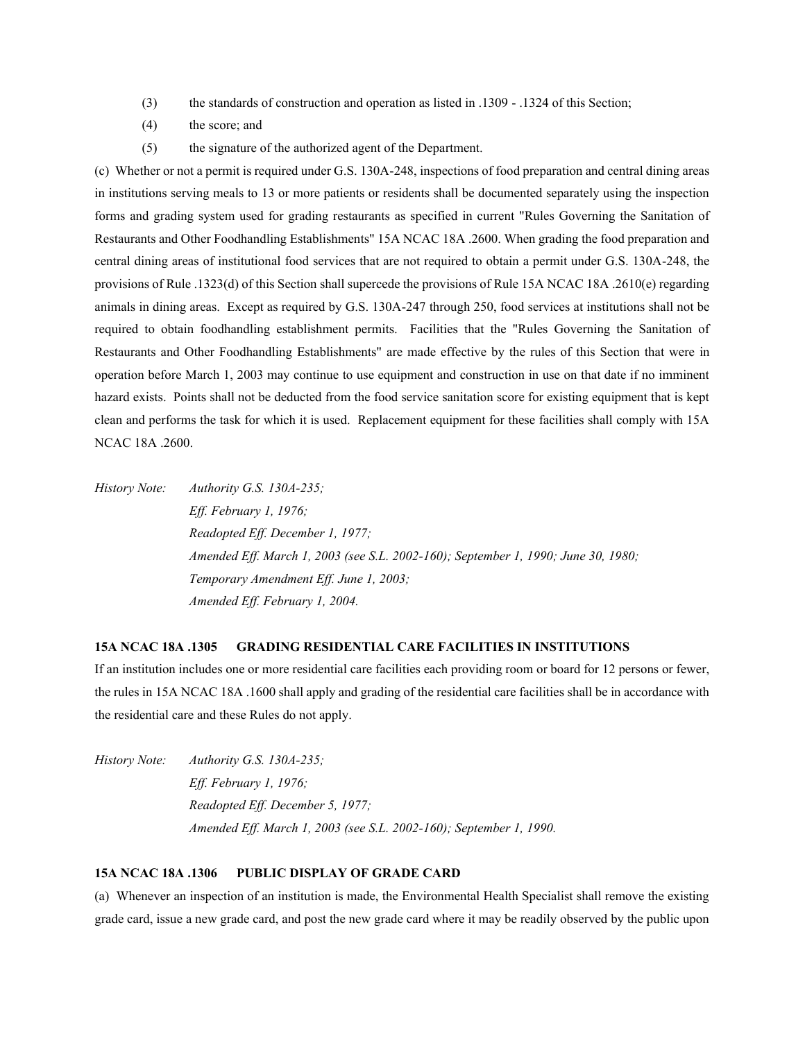(3) the standards of construction and operation as listed in .1309 - .1324 of this Section;

(4) the score; and

(5) the signature of the authorized agent of the Department.

(c) Whether or not a permit is required under G.S. 130A-248, inspections of food preparation and central dining areas in institutions serving meals to 13 or more patients or residents shall be documented separately using the inspection forms and grading system used for grading restaurants as specified in current "Rules Governing the Sanitation of Restaurants and Other Foodhandling Establishments" 15A NCAC 18A .2600. When grading the food preparation and central dining areas of institutional food services that are not required to obtain a permit under G.S. 130A-248, the provisions of Rule .1323(d) of this Section shall supercede the provisions of Rule 15A NCAC 18A .2610(e) regarding animals in dining areas. Except as required by G.S. 130A-247 through 250, food services at institutions shall not be required to obtain foodhandling establishment permits. Facilities that the "Rules Governing the Sanitation of Restaurants and Other Foodhandling Establishments" are made effective by the rules of this Section that were in operation before March 1, 2003 may continue to use equipment and construction in use on that date if no imminent hazard exists. Points shall not be deducted from the food service sanitation score for existing equipment that is kept clean and performs the task for which it is used. Replacement equipment for these facilities shall comply with 15A NCAC 18A .2600.

*History Note: Authority G.S. 130A-235;*
*Eff. February 1, 1976;*
*Readopted Eff. December 1, 1977;*
*Amended Eff. March 1, 2003 (see S.L. 2002-160); September 1, 1990; June 30, 1980;*
*Temporary Amendment Eff. June 1, 2003;*
*Amended Eff. February 1, 2004.*

**15A NCAC 18A .1305 GRADING RESIDENTIAL CARE FACILITIES IN INSTITUTIONS**

If an institution includes one or more residential care facilities each providing room or board for 12 persons or fewer, the rules in 15A NCAC 18A .1600 shall apply and grading of the residential care facilities shall be in accordance with the residential care and these Rules do not apply.

*History Note: Authority G.S. 130A-235;*
*Eff. February 1, 1976;*
*Readopted Eff. December 5, 1977;*
*Amended Eff. March 1, 2003 (see S.L. 2002-160); September 1, 1990.*

**15A NCAC 18A .1306 PUBLIC DISPLAY OF GRADE CARD**

(a) Whenever an inspection of an institution is made, the Environmental Health Specialist shall remove the existing grade card, issue a new grade card, and post the new grade card where it may be readily observed by the public upon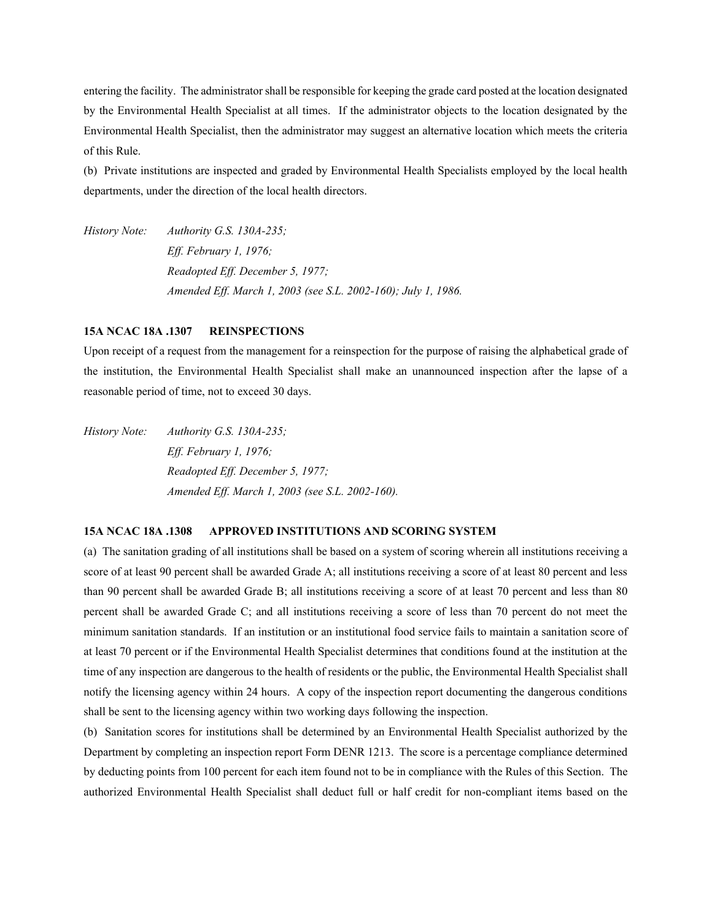entering the facility. The administrator shall be responsible for keeping the grade card posted at the location designated by the Environmental Health Specialist at all times. If the administrator objects to the location designated by the Environmental Health Specialist, then the administrator may suggest an alternative location which meets the criteria of this Rule.

(b) Private institutions are inspected and graded by Environmental Health Specialists employed by the local health departments, under the direction of the local health directors.

*History Note: Authority G.S. 130A-235;*
*Eff. February 1, 1976;*
*Readopted Eff. December 5, 1977;*
*Amended Eff. March 1, 2003 (see S.L. 2002-160); July 1, 1986.*

**15A NCAC 18A .1307 REINSPECTIONS**

Upon receipt of a request from the management for a reinspection for the purpose of raising the alphabetical grade of the institution, the Environmental Health Specialist shall make an unannounced inspection after the lapse of a reasonable period of time, not to exceed 30 days.

*History Note: Authority G.S. 130A-235;*
*Eff. February 1, 1976;*
*Readopted Eff. December 5, 1977;*
*Amended Eff. March 1, 2003 (see S.L. 2002-160).*

**15A NCAC 18A .1308 APPROVED INSTITUTIONS AND SCORING SYSTEM**

(a) The sanitation grading of all institutions shall be based on a system of scoring wherein all institutions receiving a score of at least 90 percent shall be awarded Grade A; all institutions receiving a score of at least 80 percent and less than 90 percent shall be awarded Grade B; all institutions receiving a score of at least 70 percent and less than 80 percent shall be awarded Grade C; and all institutions receiving a score of less than 70 percent do not meet the minimum sanitation standards. If an institution or an institutional food service fails to maintain a sanitation score of at least 70 percent or if the Environmental Health Specialist determines that conditions found at the institution at the time of any inspection are dangerous to the health of residents or the public, the Environmental Health Specialist shall notify the licensing agency within 24 hours. A copy of the inspection report documenting the dangerous conditions shall be sent to the licensing agency within two working days following the inspection.

(b) Sanitation scores for institutions shall be determined by an Environmental Health Specialist authorized by the Department by completing an inspection report Form DENR 1213. The score is a percentage compliance determined by deducting points from 100 percent for each item found not to be in compliance with the Rules of this Section. The authorized Environmental Health Specialist shall deduct full or half credit for non-compliant items based on the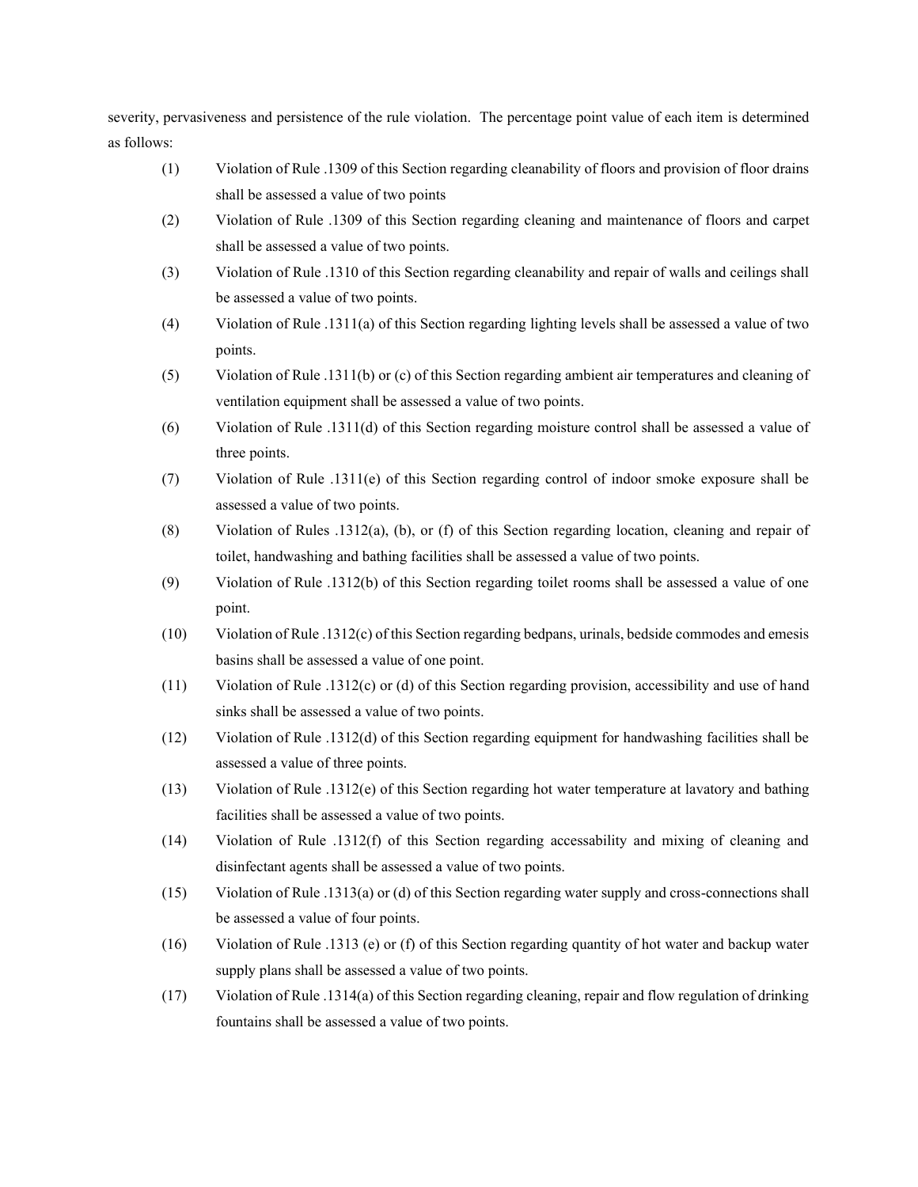severity, pervasiveness and persistence of the rule violation. The percentage point value of each item is determined as follows:

(1) Violation of Rule .1309 of this Section regarding cleanability of floors and provision of floor drains shall be assessed a value of two points

(2) Violation of Rule .1309 of this Section regarding cleaning and maintenance of floors and carpet shall be assessed a value of two points.

(3) Violation of Rule .1310 of this Section regarding cleanability and repair of walls and ceilings shall be assessed a value of two points.

(4) Violation of Rule .1311(a) of this Section regarding lighting levels shall be assessed a value of two points.

(5) Violation of Rule .1311(b) or (c) of this Section regarding ambient air temperatures and cleaning of ventilation equipment shall be assessed a value of two points.

(6) Violation of Rule .1311(d) of this Section regarding moisture control shall be assessed a value of three points.

(7) Violation of Rule .1311(e) of this Section regarding control of indoor smoke exposure shall be assessed a value of two points.

(8) Violation of Rules .1312(a), (b), or (f) of this Section regarding location, cleaning and repair of toilet, handwashing and bathing facilities shall be assessed a value of two points.

(9) Violation of Rule .1312(b) of this Section regarding toilet rooms shall be assessed a value of one point.

(10) Violation of Rule .1312(c) of this Section regarding bedpans, urinals, bedside commodes and emesis basins shall be assessed a value of one point.

(11) Violation of Rule .1312(c) or (d) of this Section regarding provision, accessibility and use of hand sinks shall be assessed a value of two points.

(12) Violation of Rule .1312(d) of this Section regarding equipment for handwashing facilities shall be assessed a value of three points.

(13) Violation of Rule .1312(e) of this Section regarding hot water temperature at lavatory and bathing facilities shall be assessed a value of two points.

(14) Violation of Rule .1312(f) of this Section regarding accessability and mixing of cleaning and disinfectant agents shall be assessed a value of two points.

(15) Violation of Rule .1313(a) or (d) of this Section regarding water supply and cross-connections shall be assessed a value of four points.

(16) Violation of Rule .1313 (e) or (f) of this Section regarding quantity of hot water and backup water supply plans shall be assessed a value of two points.

(17) Violation of Rule .1314(a) of this Section regarding cleaning, repair and flow regulation of drinking fountains shall be assessed a value of two points.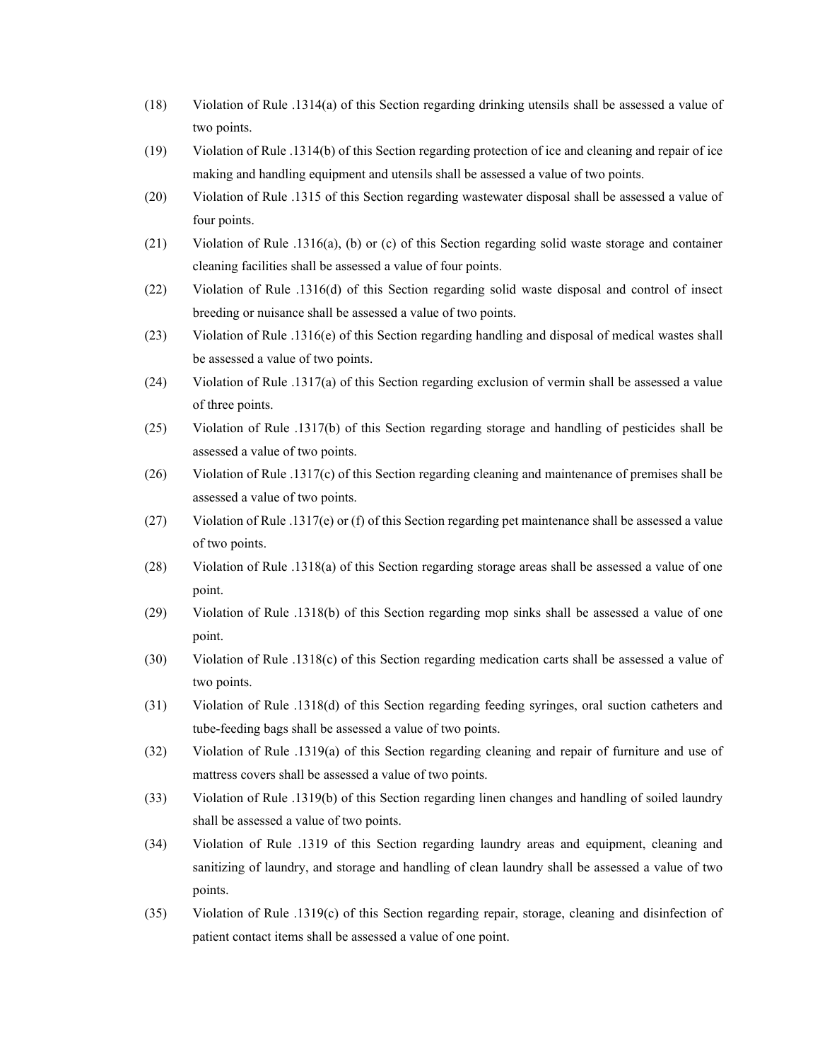(18) Violation of Rule .1314(a) of this Section regarding drinking utensils shall be assessed a value of two points.

(19) Violation of Rule .1314(b) of this Section regarding protection of ice and cleaning and repair of ice making and handling equipment and utensils shall be assessed a value of two points.

(20) Violation of Rule .1315 of this Section regarding wastewater disposal shall be assessed a value of four points.

(21) Violation of Rule .1316(a), (b) or (c) of this Section regarding solid waste storage and container cleaning facilities shall be assessed a value of four points.

(22) Violation of Rule .1316(d) of this Section regarding solid waste disposal and control of insect breeding or nuisance shall be assessed a value of two points.

(23) Violation of Rule .1316(e) of this Section regarding handling and disposal of medical wastes shall be assessed a value of two points.

(24) Violation of Rule .1317(a) of this Section regarding exclusion of vermin shall be assessed a value of three points.

(25) Violation of Rule .1317(b) of this Section regarding storage and handling of pesticides shall be assessed a value of two points.

(26) Violation of Rule .1317(c) of this Section regarding cleaning and maintenance of premises shall be assessed a value of two points.

(27) Violation of Rule .1317(e) or (f) of this Section regarding pet maintenance shall be assessed a value of two points.

(28) Violation of Rule .1318(a) of this Section regarding storage areas shall be assessed a value of one point.

(29) Violation of Rule .1318(b) of this Section regarding mop sinks shall be assessed a value of one point.

(30) Violation of Rule .1318(c) of this Section regarding medication carts shall be assessed a value of two points.

(31) Violation of Rule .1318(d) of this Section regarding feeding syringes, oral suction catheters and tube-feeding bags shall be assessed a value of two points.

(32) Violation of Rule .1319(a) of this Section regarding cleaning and repair of furniture and use of mattress covers shall be assessed a value of two points.

(33) Violation of Rule .1319(b) of this Section regarding linen changes and handling of soiled laundry shall be assessed a value of two points.

(34) Violation of Rule .1319 of this Section regarding laundry areas and equipment, cleaning and sanitizing of laundry, and storage and handling of clean laundry shall be assessed a value of two points.

(35) Violation of Rule .1319(c) of this Section regarding repair, storage, cleaning and disinfection of patient contact items shall be assessed a value of one point.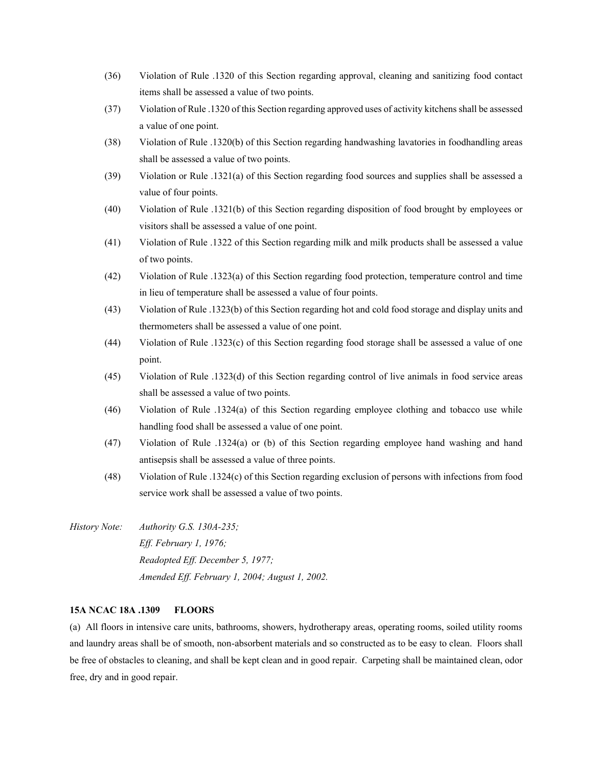(36) Violation of Rule .1320 of this Section regarding approval, cleaning and sanitizing food contact items shall be assessed a value of two points.

(37) Violation of Rule .1320 of this Section regarding approved uses of activity kitchens shall be assessed a value of one point.

(38) Violation of Rule .1320(b) of this Section regarding handwashing lavatories in foodhandling areas shall be assessed a value of two points.

(39) Violation or Rule .1321(a) of this Section regarding food sources and supplies shall be assessed a value of four points.

(40) Violation of Rule .1321(b) of this Section regarding disposition of food brought by employees or visitors shall be assessed a value of one point.

(41) Violation of Rule .1322 of this Section regarding milk and milk products shall be assessed a value of two points.

(42) Violation of Rule .1323(a) of this Section regarding food protection, temperature control and time in lieu of temperature shall be assessed a value of four points.

(43) Violation of Rule .1323(b) of this Section regarding hot and cold food storage and display units and thermometers shall be assessed a value of one point.

(44) Violation of Rule .1323(c) of this Section regarding food storage shall be assessed a value of one point.

(45) Violation of Rule .1323(d) of this Section regarding control of live animals in food service areas shall be assessed a value of two points.

(46) Violation of Rule .1324(a) of this Section regarding employee clothing and tobacco use while handling food shall be assessed a value of one point.

(47) Violation of Rule .1324(a) or (b) of this Section regarding employee hand washing and hand antisepsis shall be assessed a value of three points.

(48) Violation of Rule .1324(c) of this Section regarding exclusion of persons with infections from food service work shall be assessed a value of two points.

*History Note: Authority G.S. 130A-235;*
*Eff. February 1, 1976;*
*Readopted Eff. December 5, 1977;*
*Amended Eff. February 1, 2004; August 1, 2002.*

**15A NCAC 18A .1309 FLOORS**

(a) All floors in intensive care units, bathrooms, showers, hydrotherapy areas, operating rooms, soiled utility rooms and laundry areas shall be of smooth, non-absorbent materials and so constructed as to be easy to clean. Floors shall be free of obstacles to cleaning, and shall be kept clean and in good repair. Carpeting shall be maintained clean, odor free, dry and in good repair.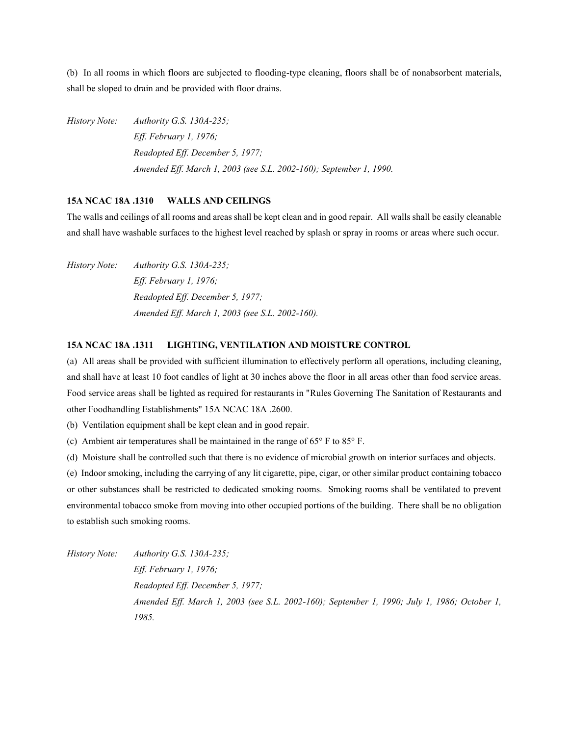(b) In all rooms in which floors are subjected to flooding-type cleaning, floors shall be of nonabsorbent materials, shall be sloped to drain and be provided with floor drains.

*History Note: Authority G.S. 130A-235;*
*Eff. February 1, 1976;*
*Readopted Eff. December 5, 1977;*
*Amended Eff. March 1, 2003 (see S.L. 2002-160); September 1, 1990.*

**15A NCAC 18A .1310 WALLS AND CEILINGS**

The walls and ceilings of all rooms and areas shall be kept clean and in good repair. All walls shall be easily cleanable and shall have washable surfaces to the highest level reached by splash or spray in rooms or areas where such occur.

*History Note: Authority G.S. 130A-235;*
*Eff. February 1, 1976;*
*Readopted Eff. December 5, 1977;*
*Amended Eff. March 1, 2003 (see S.L. 2002-160).*

**15A NCAC 18A .1311 LIGHTING, VENTILATION AND MOISTURE CONTROL**

(a) All areas shall be provided with sufficient illumination to effectively perform all operations, including cleaning, and shall have at least 10 foot candles of light at 30 inches above the floor in all areas other than food service areas. Food service areas shall be lighted as required for restaurants in "Rules Governing The Sanitation of Restaurants and other Foodhandling Establishments" 15A NCAC 18A .2600.

(b) Ventilation equipment shall be kept clean and in good repair.

(c) Ambient air temperatures shall be maintained in the range of 65° F to 85° F.

(d) Moisture shall be controlled such that there is no evidence of microbial growth on interior surfaces and objects.

(e) Indoor smoking, including the carrying of any lit cigarette, pipe, cigar, or other similar product containing tobacco or other substances shall be restricted to dedicated smoking rooms. Smoking rooms shall be ventilated to prevent environmental tobacco smoke from moving into other occupied portions of the building. There shall be no obligation to establish such smoking rooms.

*History Note: Authority G.S. 130A-235;*
*Eff. February 1, 1976;*
*Readopted Eff. December 5, 1977;*
*Amended Eff. March 1, 2003 (see S.L. 2002-160); September 1, 1990; July 1, 1986; October 1, 1985.*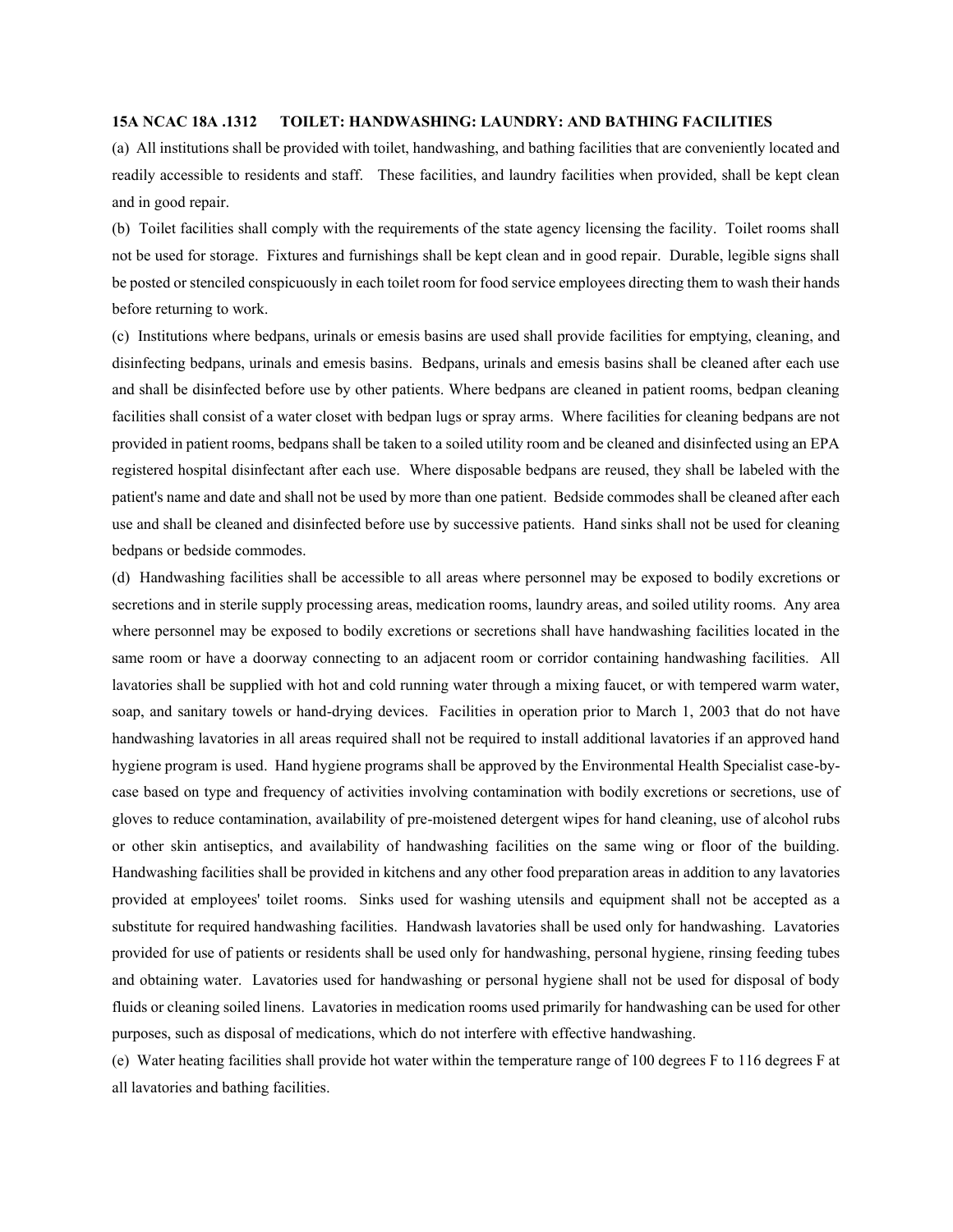**15A NCAC 18A .1312 TOILET: HANDWASHING: LAUNDRY: AND BATHING FACILITIES**

(a) All institutions shall be provided with toilet, handwashing, and bathing facilities that are conveniently located and readily accessible to residents and staff. These facilities, and laundry facilities when provided, shall be kept clean and in good repair.

(b) Toilet facilities shall comply with the requirements of the state agency licensing the facility. Toilet rooms shall not be used for storage. Fixtures and furnishings shall be kept clean and in good repair. Durable, legible signs shall be posted or stenciled conspicuously in each toilet room for food service employees directing them to wash their hands before returning to work.

(c) Institutions where bedpans, urinals or emesis basins are used shall provide facilities for emptying, cleaning, and disinfecting bedpans, urinals and emesis basins. Bedpans, urinals and emesis basins shall be cleaned after each use and shall be disinfected before use by other patients. Where bedpans are cleaned in patient rooms, bedpan cleaning facilities shall consist of a water closet with bedpan lugs or spray arms. Where facilities for cleaning bedpans are not provided in patient rooms, bedpans shall be taken to a soiled utility room and be cleaned and disinfected using an EPA registered hospital disinfectant after each use. Where disposable bedpans are reused, they shall be labeled with the patient's name and date and shall not be used by more than one patient. Bedside commodes shall be cleaned after each use and shall be cleaned and disinfected before use by successive patients. Hand sinks shall not be used for cleaning bedpans or bedside commodes.

(d) Handwashing facilities shall be accessible to all areas where personnel may be exposed to bodily excretions or secretions and in sterile supply processing areas, medication rooms, laundry areas, and soiled utility rooms. Any area where personnel may be exposed to bodily excretions or secretions shall have handwashing facilities located in the same room or have a doorway connecting to an adjacent room or corridor containing handwashing facilities. All lavatories shall be supplied with hot and cold running water through a mixing faucet, or with tempered warm water, soap, and sanitary towels or hand-drying devices. Facilities in operation prior to March 1, 2003 that do not have handwashing lavatories in all areas required shall not be required to install additional lavatories if an approved hand hygiene program is used. Hand hygiene programs shall be approved by the Environmental Health Specialist case-by-case based on type and frequency of activities involving contamination with bodily excretions or secretions, use of gloves to reduce contamination, availability of pre-moistened detergent wipes for hand cleaning, use of alcohol rubs or other skin antiseptics, and availability of handwashing facilities on the same wing or floor of the building. Handwashing facilities shall be provided in kitchens and any other food preparation areas in addition to any lavatories provided at employees' toilet rooms. Sinks used for washing utensils and equipment shall not be accepted as a substitute for required handwashing facilities. Handwash lavatories shall be used only for handwashing. Lavatories provided for use of patients or residents shall be used only for handwashing, personal hygiene, rinsing feeding tubes and obtaining water. Lavatories used for handwashing or personal hygiene shall not be used for disposal of body fluids or cleaning soiled linens. Lavatories in medication rooms used primarily for handwashing can be used for other purposes, such as disposal of medications, which do not interfere with effective handwashing.

(e) Water heating facilities shall provide hot water within the temperature range of 100 degrees F to 116 degrees F at all lavatories and bathing facilities.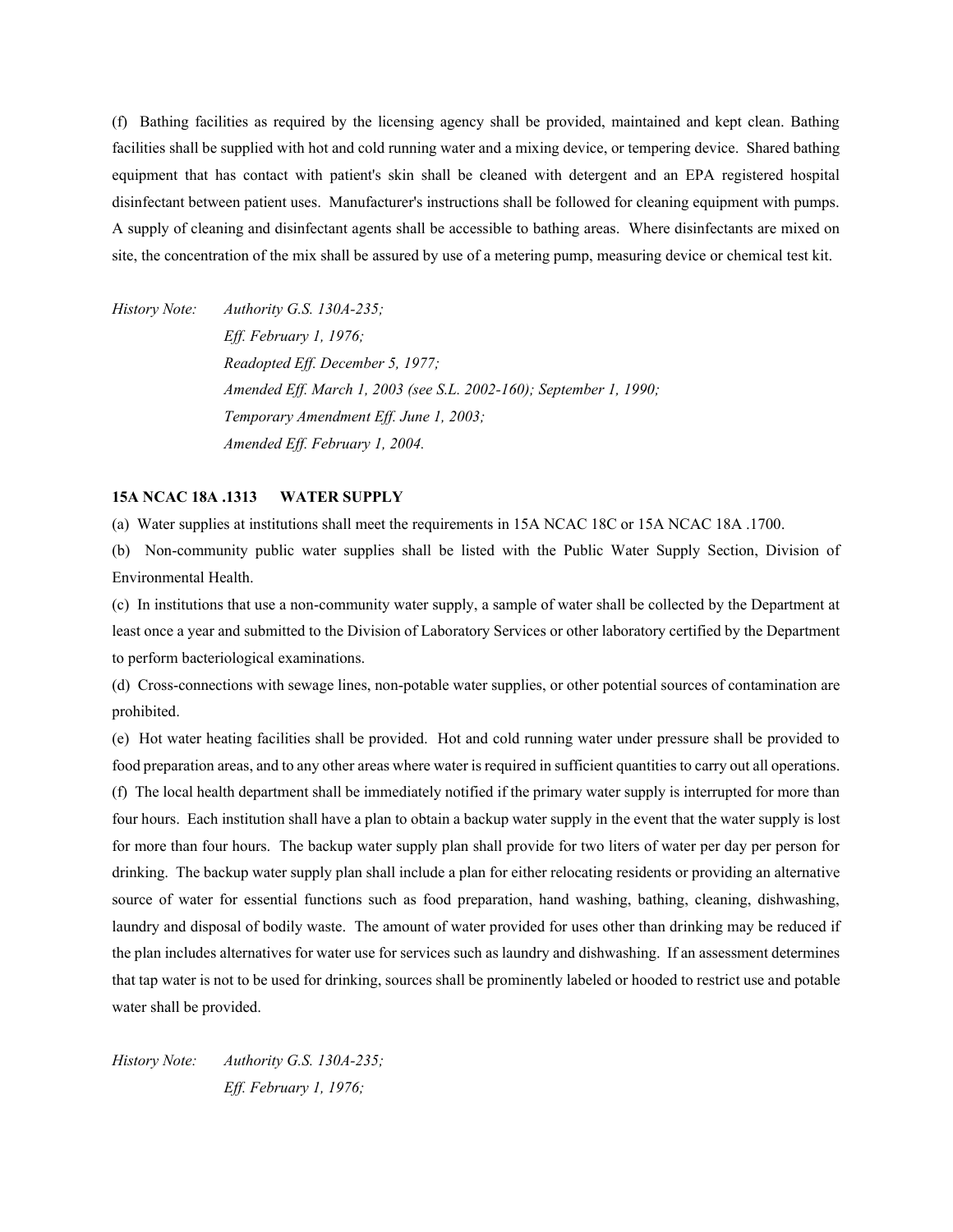(f) Bathing facilities as required by the licensing agency shall be provided, maintained and kept clean. Bathing facilities shall be supplied with hot and cold running water and a mixing device, or tempering device. Shared bathing equipment that has contact with patient's skin shall be cleaned with detergent and an EPA registered hospital disinfectant between patient uses. Manufacturer's instructions shall be followed for cleaning equipment with pumps. A supply of cleaning and disinfectant agents shall be accessible to bathing areas. Where disinfectants are mixed on site, the concentration of the mix shall be assured by use of a metering pump, measuring device or chemical test kit.

*History Note: Authority G.S. 130A-235;*
*Eff. February 1, 1976;*
*Readopted Eff. December 5, 1977;*
*Amended Eff. March 1, 2003 (see S.L. 2002-160); September 1, 1990;*
*Temporary Amendment Eff. June 1, 2003;*
*Amended Eff. February 1, 2004.*

**15A NCAC 18A .1313 WATER SUPPLY**

(a) Water supplies at institutions shall meet the requirements in 15A NCAC 18C or 15A NCAC 18A .1700.

(b) Non-community public water supplies shall be listed with the Public Water Supply Section, Division of Environmental Health.

(c) In institutions that use a non-community water supply, a sample of water shall be collected by the Department at least once a year and submitted to the Division of Laboratory Services or other laboratory certified by the Department to perform bacteriological examinations.

(d) Cross-connections with sewage lines, non-potable water supplies, or other potential sources of contamination are prohibited.

(e) Hot water heating facilities shall be provided. Hot and cold running water under pressure shall be provided to food preparation areas, and to any other areas where water is required in sufficient quantities to carry out all operations.

(f) The local health department shall be immediately notified if the primary water supply is interrupted for more than four hours. Each institution shall have a plan to obtain a backup water supply in the event that the water supply is lost for more than four hours. The backup water supply plan shall provide for two liters of water per day per person for drinking. The backup water supply plan shall include a plan for either relocating residents or providing an alternative source of water for essential functions such as food preparation, hand washing, bathing, cleaning, dishwashing, laundry and disposal of bodily waste. The amount of water provided for uses other than drinking may be reduced if the plan includes alternatives for water use for services such as laundry and dishwashing. If an assessment determines that tap water is not to be used for drinking, sources shall be prominently labeled or hooded to restrict use and potable water shall be provided.

*History Note: Authority G.S. 130A-235;*
*Eff. February 1, 1976;*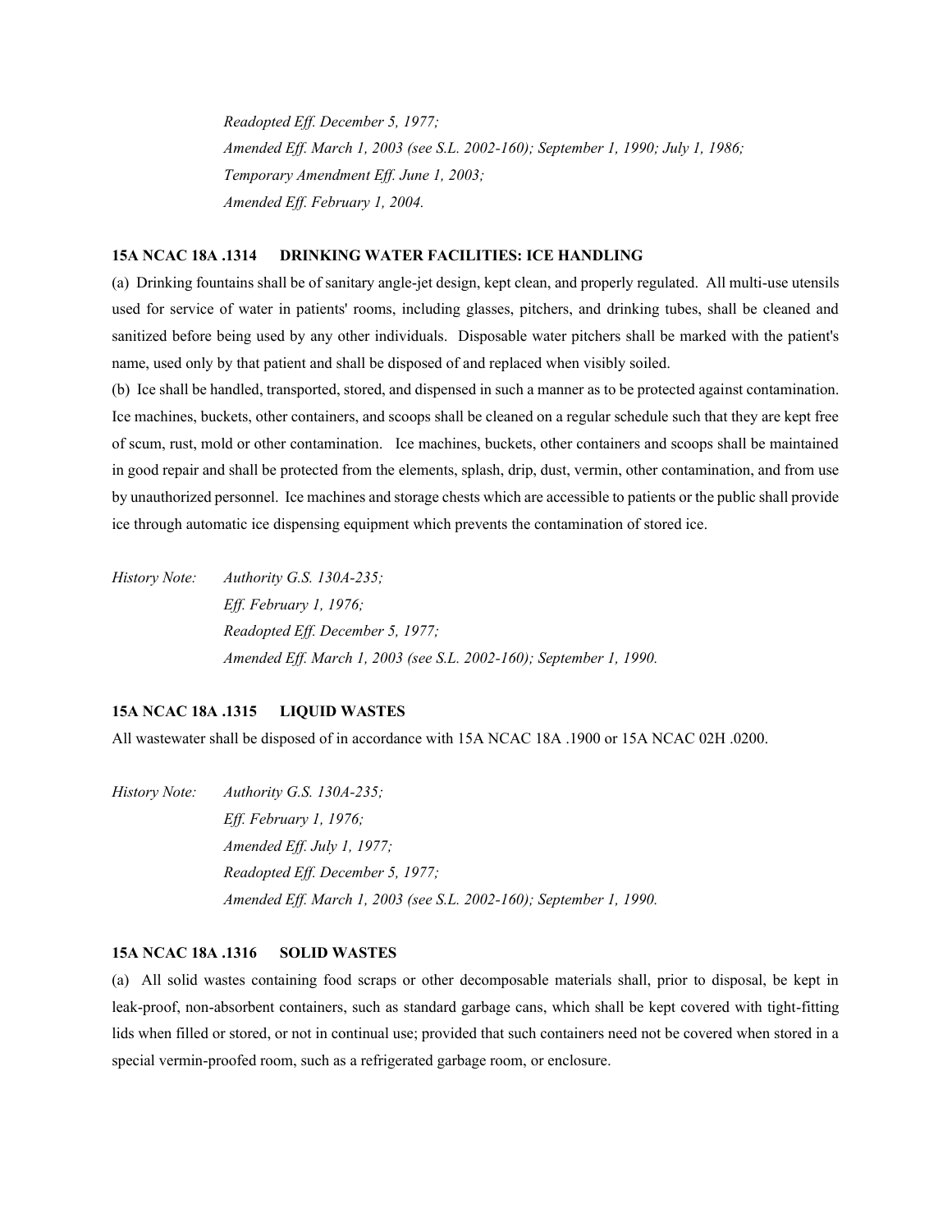*Readopted Eff. December 5, 1977;*
*Amended Eff. March 1, 2003 (see S.L. 2002-160); September 1, 1990; July 1, 1986;*
*Temporary Amendment Eff. June 1, 2003;*
*Amended Eff. February 1, 2004.*

**15A NCAC 18A .1314 DRINKING WATER FACILITIES: ICE HANDLING**

(a) Drinking fountains shall be of sanitary angle-jet design, kept clean, and properly regulated. All multi-use utensils used for service of water in patients' rooms, including glasses, pitchers, and drinking tubes, shall be cleaned and sanitized before being used by any other individuals. Disposable water pitchers shall be marked with the patient's name, used only by that patient and shall be disposed of and replaced when visibly soiled.

(b) Ice shall be handled, transported, stored, and dispensed in such a manner as to be protected against contamination. Ice machines, buckets, other containers, and scoops shall be cleaned on a regular schedule such that they are kept free of scum, rust, mold or other contamination. Ice machines, buckets, other containers and scoops shall be maintained in good repair and shall be protected from the elements, splash, drip, dust, vermin, other contamination, and from use by unauthorized personnel. Ice machines and storage chests which are accessible to patients or the public shall provide ice through automatic ice dispensing equipment which prevents the contamination of stored ice.

*History Note: Authority G.S. 130A-235;*
*Eff. February 1, 1976;*
*Readopted Eff. December 5, 1977;*
*Amended Eff. March 1, 2003 (see S.L. 2002-160); September 1, 1990.*

**15A NCAC 18A .1315 LIQUID WASTES**

All wastewater shall be disposed of in accordance with 15A NCAC 18A .1900 or 15A NCAC 02H .0200.

*History Note: Authority G.S. 130A-235;*
*Eff. February 1, 1976;*
*Amended Eff. July 1, 1977;*
*Readopted Eff. December 5, 1977;*
*Amended Eff. March 1, 2003 (see S.L. 2002-160); September 1, 1990.*

**15A NCAC 18A .1316 SOLID WASTES**

(a) All solid wastes containing food scraps or other decomposable materials shall, prior to disposal, be kept in leak-proof, non-absorbent containers, such as standard garbage cans, which shall be kept covered with tight-fitting lids when filled or stored, or not in continual use; provided that such containers need not be covered when stored in a special vermin-proofed room, such as a refrigerated garbage room, or enclosure.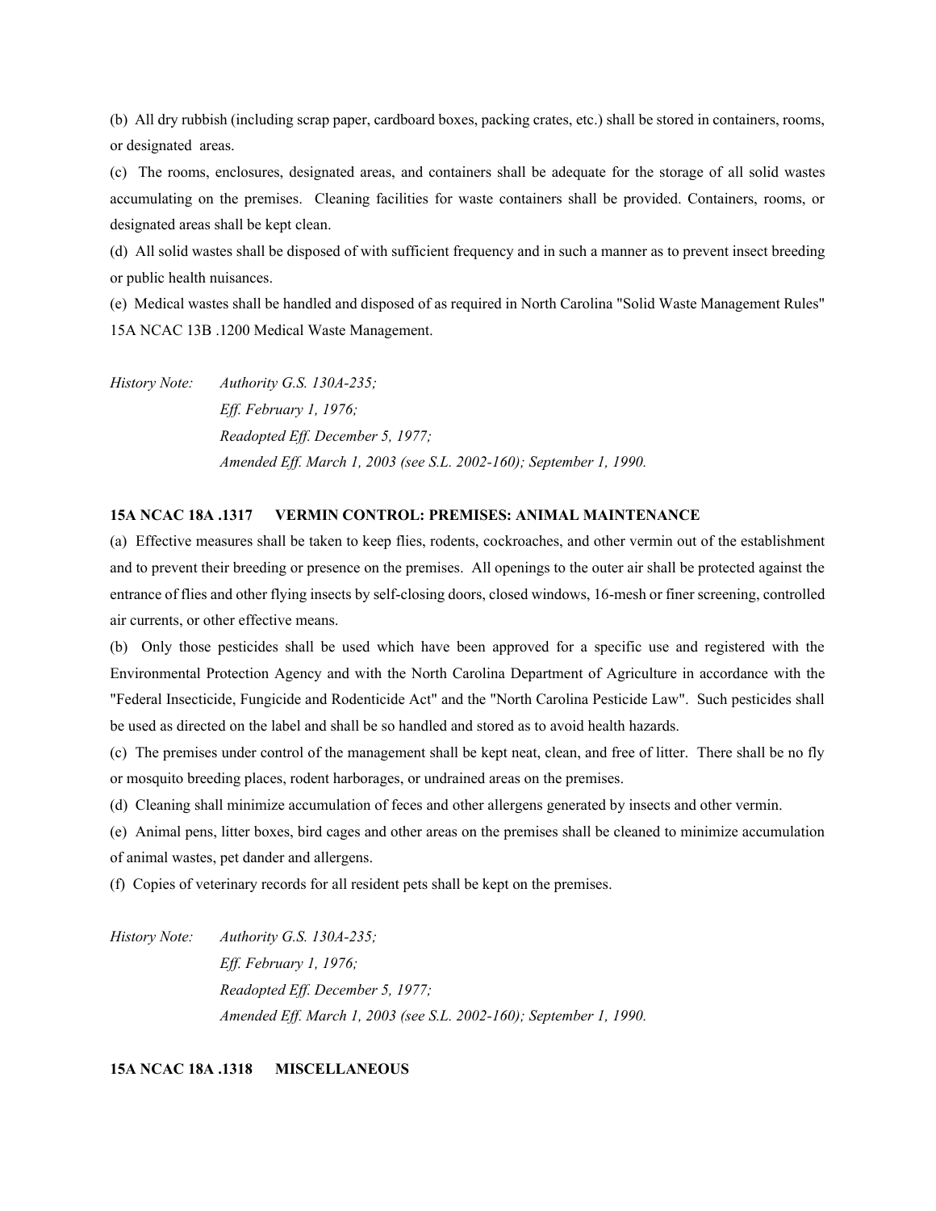(b) All dry rubbish (including scrap paper, cardboard boxes, packing crates, etc.) shall be stored in containers, rooms, or designated areas.

(c) The rooms, enclosures, designated areas, and containers shall be adequate for the storage of all solid wastes accumulating on the premises. Cleaning facilities for waste containers shall be provided. Containers, rooms, or designated areas shall be kept clean.

(d) All solid wastes shall be disposed of with sufficient frequency and in such a manner as to prevent insect breeding or public health nuisances.

(e) Medical wastes shall be handled and disposed of as required in North Carolina "Solid Waste Management Rules" 15A NCAC 13B .1200 Medical Waste Management.

*History Note: Authority G.S. 130A-235;*
*Eff. February 1, 1976;*
*Readopted Eff. December 5, 1977;*
*Amended Eff. March 1, 2003 (see S.L. 2002-160); September 1, 1990.*

**15A NCAC 18A .1317 VERMIN CONTROL: PREMISES: ANIMAL MAINTENANCE**

(a) Effective measures shall be taken to keep flies, rodents, cockroaches, and other vermin out of the establishment and to prevent their breeding or presence on the premises. All openings to the outer air shall be protected against the entrance of flies and other flying insects by self-closing doors, closed windows, 16-mesh or finer screening, controlled air currents, or other effective means.

(b) Only those pesticides shall be used which have been approved for a specific use and registered with the Environmental Protection Agency and with the North Carolina Department of Agriculture in accordance with the "Federal Insecticide, Fungicide and Rodenticide Act" and the "North Carolina Pesticide Law". Such pesticides shall be used as directed on the label and shall be so handled and stored as to avoid health hazards.

(c) The premises under control of the management shall be kept neat, clean, and free of litter. There shall be no fly or mosquito breeding places, rodent harborages, or undrained areas on the premises.

(d) Cleaning shall minimize accumulation of feces and other allergens generated by insects and other vermin.

(e) Animal pens, litter boxes, bird cages and other areas on the premises shall be cleaned to minimize accumulation of animal wastes, pet dander and allergens.

(f) Copies of veterinary records for all resident pets shall be kept on the premises.

*History Note: Authority G.S. 130A-235;*
*Eff. February 1, 1976;*
*Readopted Eff. December 5, 1977;*
*Amended Eff. March 1, 2003 (see S.L. 2002-160); September 1, 1990.*

**15A NCAC 18A .1318 MISCELLANEOUS**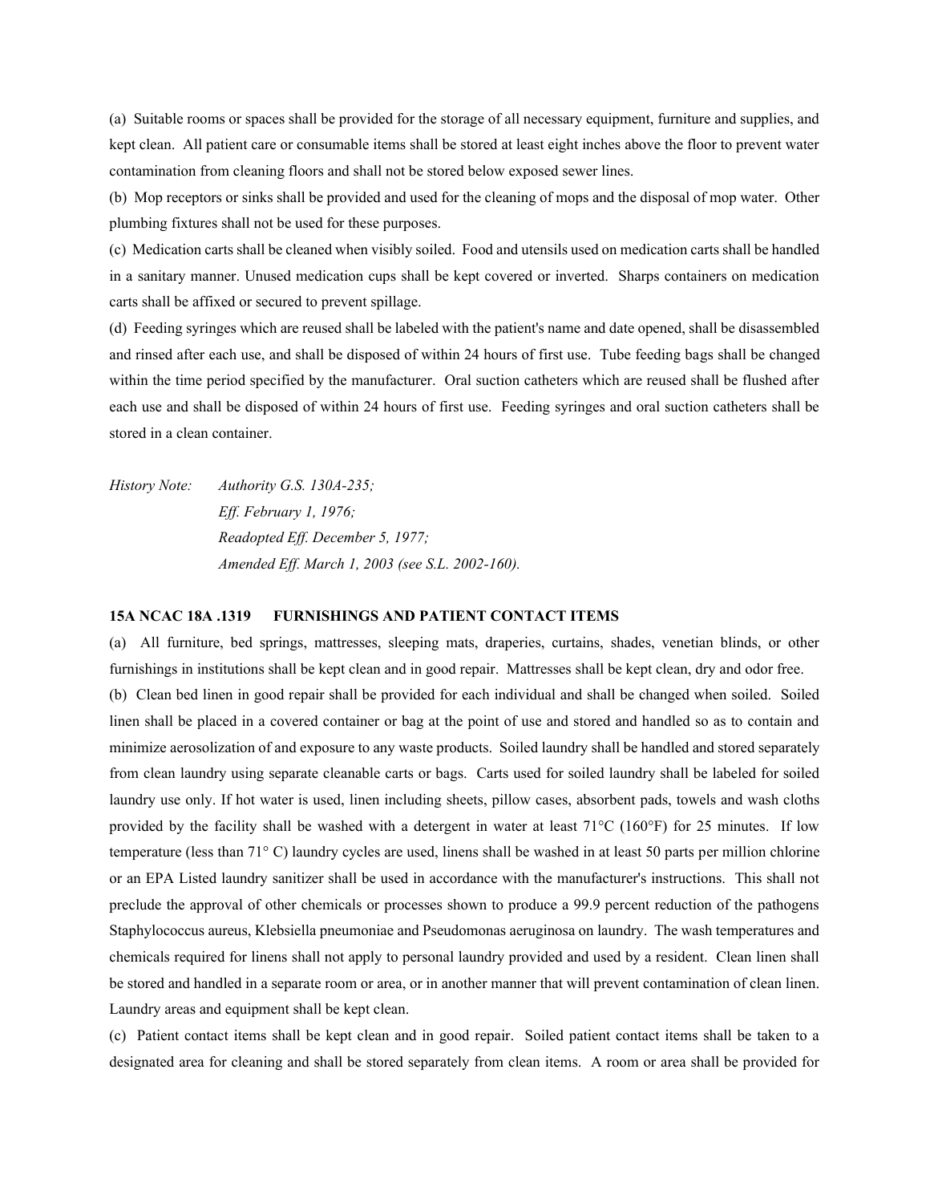(a) Suitable rooms or spaces shall be provided for the storage of all necessary equipment, furniture and supplies, and kept clean. All patient care or consumable items shall be stored at least eight inches above the floor to prevent water contamination from cleaning floors and shall not be stored below exposed sewer lines.

(b) Mop receptors or sinks shall be provided and used for the cleaning of mops and the disposal of mop water. Other plumbing fixtures shall not be used for these purposes.

(c) Medication carts shall be cleaned when visibly soiled. Food and utensils used on medication carts shall be handled in a sanitary manner. Unused medication cups shall be kept covered or inverted. Sharps containers on medication carts shall be affixed or secured to prevent spillage.

(d) Feeding syringes which are reused shall be labeled with the patient's name and date opened, shall be disassembled and rinsed after each use, and shall be disposed of within 24 hours of first use. Tube feeding bags shall be changed within the time period specified by the manufacturer. Oral suction catheters which are reused shall be flushed after each use and shall be disposed of within 24 hours of first use. Feeding syringes and oral suction catheters shall be stored in a clean container.

*History Note: Authority G.S. 130A-235;*
*Eff. February 1, 1976;*
*Readopted Eff. December 5, 1977;*
*Amended Eff. March 1, 2003 (see S.L. 2002-160).*

**15A NCAC 18A .1319 FURNISHINGS AND PATIENT CONTACT ITEMS**

(a) All furniture, bed springs, mattresses, sleeping mats, draperies, curtains, shades, venetian blinds, or other furnishings in institutions shall be kept clean and in good repair. Mattresses shall be kept clean, dry and odor free.

(b) Clean bed linen in good repair shall be provided for each individual and shall be changed when soiled. Soiled linen shall be placed in a covered container or bag at the point of use and stored and handled so as to contain and minimize aerosolization of and exposure to any waste products. Soiled laundry shall be handled and stored separately from clean laundry using separate cleanable carts or bags. Carts used for soiled laundry shall be labeled for soiled laundry use only. If hot water is used, linen including sheets, pillow cases, absorbent pads, towels and wash cloths provided by the facility shall be washed with a detergent in water at least 71°C (160°F) for 25 minutes. If low temperature (less than 71° C) laundry cycles are used, linens shall be washed in at least 50 parts per million chlorine or an EPA Listed laundry sanitizer shall be used in accordance with the manufacturer's instructions. This shall not preclude the approval of other chemicals or processes shown to produce a 99.9 percent reduction of the pathogens Staphylococcus aureus, Klebsiella pneumoniae and Pseudomonas aeruginosa on laundry. The wash temperatures and chemicals required for linens shall not apply to personal laundry provided and used by a resident. Clean linen shall be stored and handled in a separate room or area, or in another manner that will prevent contamination of clean linen. Laundry areas and equipment shall be kept clean.

(c) Patient contact items shall be kept clean and in good repair. Soiled patient contact items shall be taken to a designated area for cleaning and shall be stored separately from clean items. A room or area shall be provided for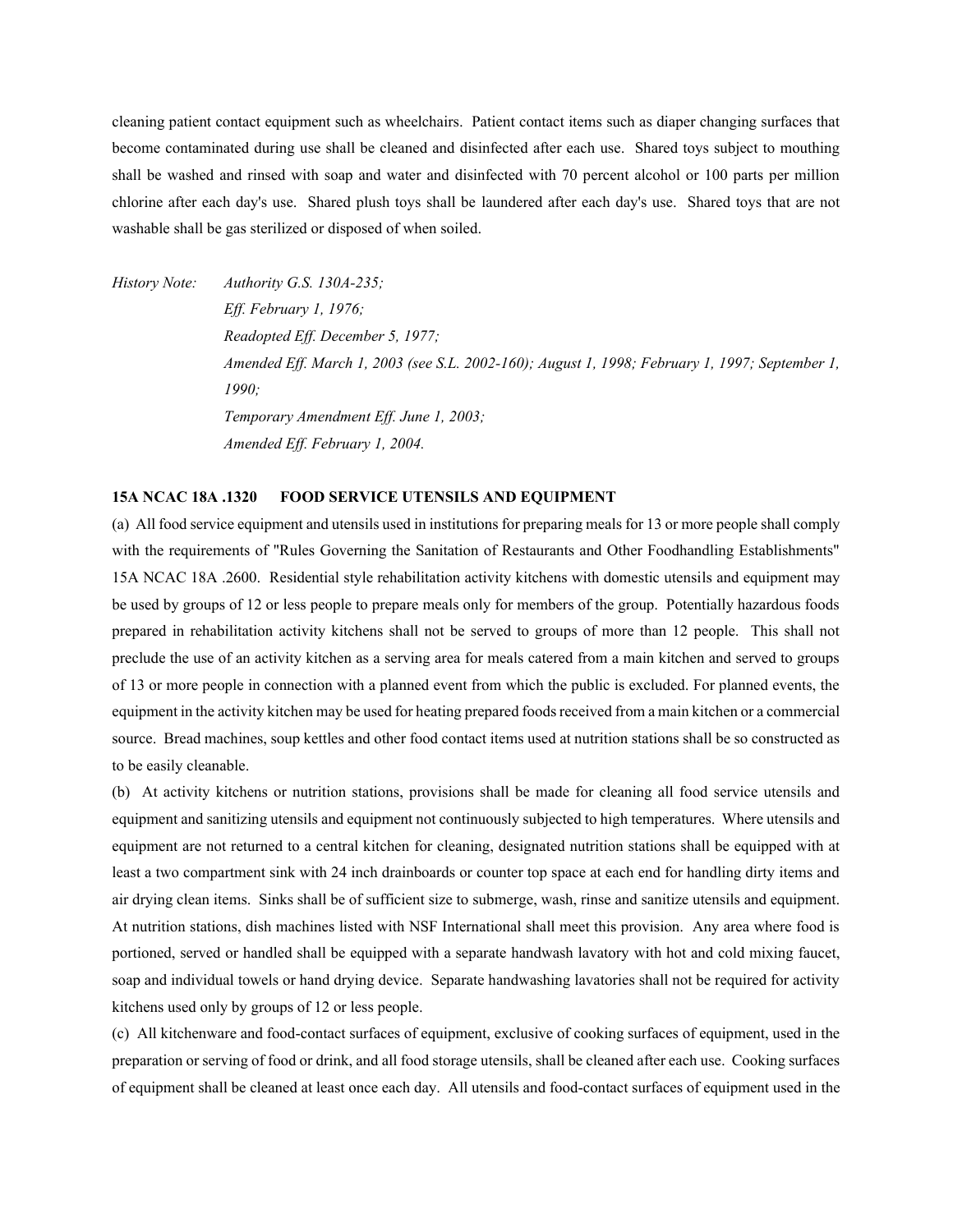cleaning patient contact equipment such as wheelchairs. Patient contact items such as diaper changing surfaces that become contaminated during use shall be cleaned and disinfected after each use. Shared toys subject to mouthing shall be washed and rinsed with soap and water and disinfected with 70 percent alcohol or 100 parts per million chlorine after each day's use. Shared plush toys shall be laundered after each day's use. Shared toys that are not washable shall be gas sterilized or disposed of when soiled.

*History Note: Authority G.S. 130A-235;*
*Eff. February 1, 1976;*
*Readopted Eff. December 5, 1977;*
*Amended Eff. March 1, 2003 (see S.L. 2002-160); August 1, 1998; February 1, 1997; September 1, 1990;*
*Temporary Amendment Eff. June 1, 2003;*
*Amended Eff. February 1, 2004.*

**15A NCAC 18A .1320 FOOD SERVICE UTENSILS AND EQUIPMENT**

(a) All food service equipment and utensils used in institutions for preparing meals for 13 or more people shall comply with the requirements of "Rules Governing the Sanitation of Restaurants and Other Foodhandling Establishments" 15A NCAC 18A .2600. Residential style rehabilitation activity kitchens with domestic utensils and equipment may be used by groups of 12 or less people to prepare meals only for members of the group. Potentially hazardous foods prepared in rehabilitation activity kitchens shall not be served to groups of more than 12 people. This shall not preclude the use of an activity kitchen as a serving area for meals catered from a main kitchen and served to groups of 13 or more people in connection with a planned event from which the public is excluded. For planned events, the equipment in the activity kitchen may be used for heating prepared foods received from a main kitchen or a commercial source. Bread machines, soup kettles and other food contact items used at nutrition stations shall be so constructed as to be easily cleanable.

(b) At activity kitchens or nutrition stations, provisions shall be made for cleaning all food service utensils and equipment and sanitizing utensils and equipment not continuously subjected to high temperatures. Where utensils and equipment are not returned to a central kitchen for cleaning, designated nutrition stations shall be equipped with at least a two compartment sink with 24 inch drainboards or counter top space at each end for handling dirty items and air drying clean items. Sinks shall be of sufficient size to submerge, wash, rinse and sanitize utensils and equipment. At nutrition stations, dish machines listed with NSF International shall meet this provision. Any area where food is portioned, served or handled shall be equipped with a separate handwash lavatory with hot and cold mixing faucet, soap and individual towels or hand drying device. Separate handwashing lavatories shall not be required for activity kitchens used only by groups of 12 or less people.

(c) All kitchenware and food-contact surfaces of equipment, exclusive of cooking surfaces of equipment, used in the preparation or serving of food or drink, and all food storage utensils, shall be cleaned after each use. Cooking surfaces of equipment shall be cleaned at least once each day. All utensils and food-contact surfaces of equipment used in the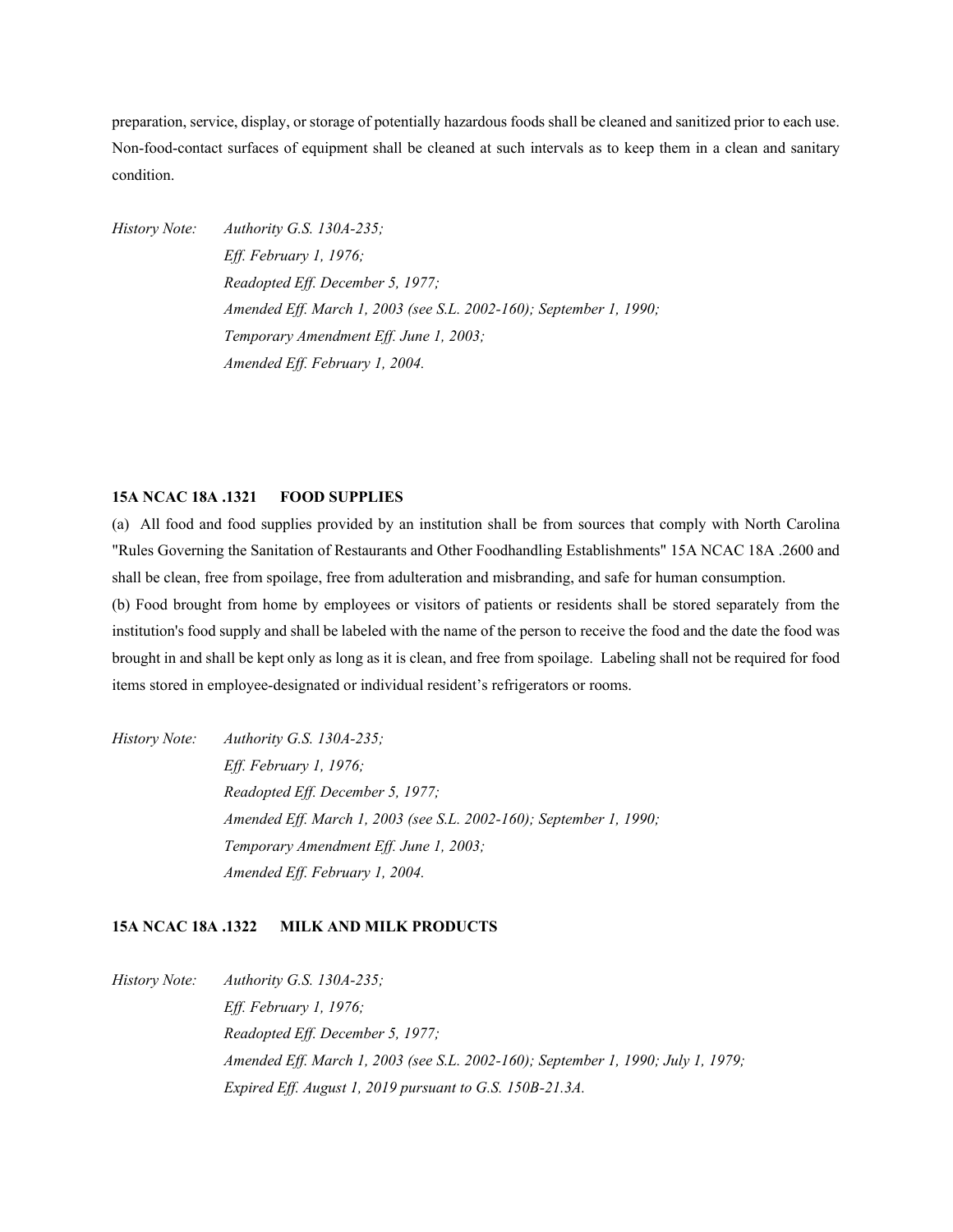preparation, service, display, or storage of potentially hazardous foods shall be cleaned and sanitized prior to each use. Non-food-contact surfaces of equipment shall be cleaned at such intervals as to keep them in a clean and sanitary condition.

*History Note: Authority G.S. 130A-235;*
*Eff. February 1, 1976;*
*Readopted Eff. December 5, 1977;*
*Amended Eff. March 1, 2003 (see S.L. 2002-160); September 1, 1990;*
*Temporary Amendment Eff. June 1, 2003;*
*Amended Eff. February 1, 2004.*

**15A NCAC 18A .1321 FOOD SUPPLIES**

(a) All food and food supplies provided by an institution shall be from sources that comply with North Carolina "Rules Governing the Sanitation of Restaurants and Other Foodhandling Establishments" 15A NCAC 18A .2600 and shall be clean, free from spoilage, free from adulteration and misbranding, and safe for human consumption.

(b) Food brought from home by employees or visitors of patients or residents shall be stored separately from the institution's food supply and shall be labeled with the name of the person to receive the food and the date the food was brought in and shall be kept only as long as it is clean, and free from spoilage. Labeling shall not be required for food items stored in employee-designated or individual resident's refrigerators or rooms.

*History Note: Authority G.S. 130A-235;*
*Eff. February 1, 1976;*
*Readopted Eff. December 5, 1977;*
*Amended Eff. March 1, 2003 (see S.L. 2002-160); September 1, 1990;*
*Temporary Amendment Eff. June 1, 2003;*
*Amended Eff. February 1, 2004.*

**15A NCAC 18A .1322 MILK AND MILK PRODUCTS**

*History Note: Authority G.S. 130A-235;*
*Eff. February 1, 1976;*
*Readopted Eff. December 5, 1977;*
*Amended Eff. March 1, 2003 (see S.L. 2002-160); September 1, 1990; July 1, 1979;*
*Expired Eff. August 1, 2019 pursuant to G.S. 150B-21.3A.*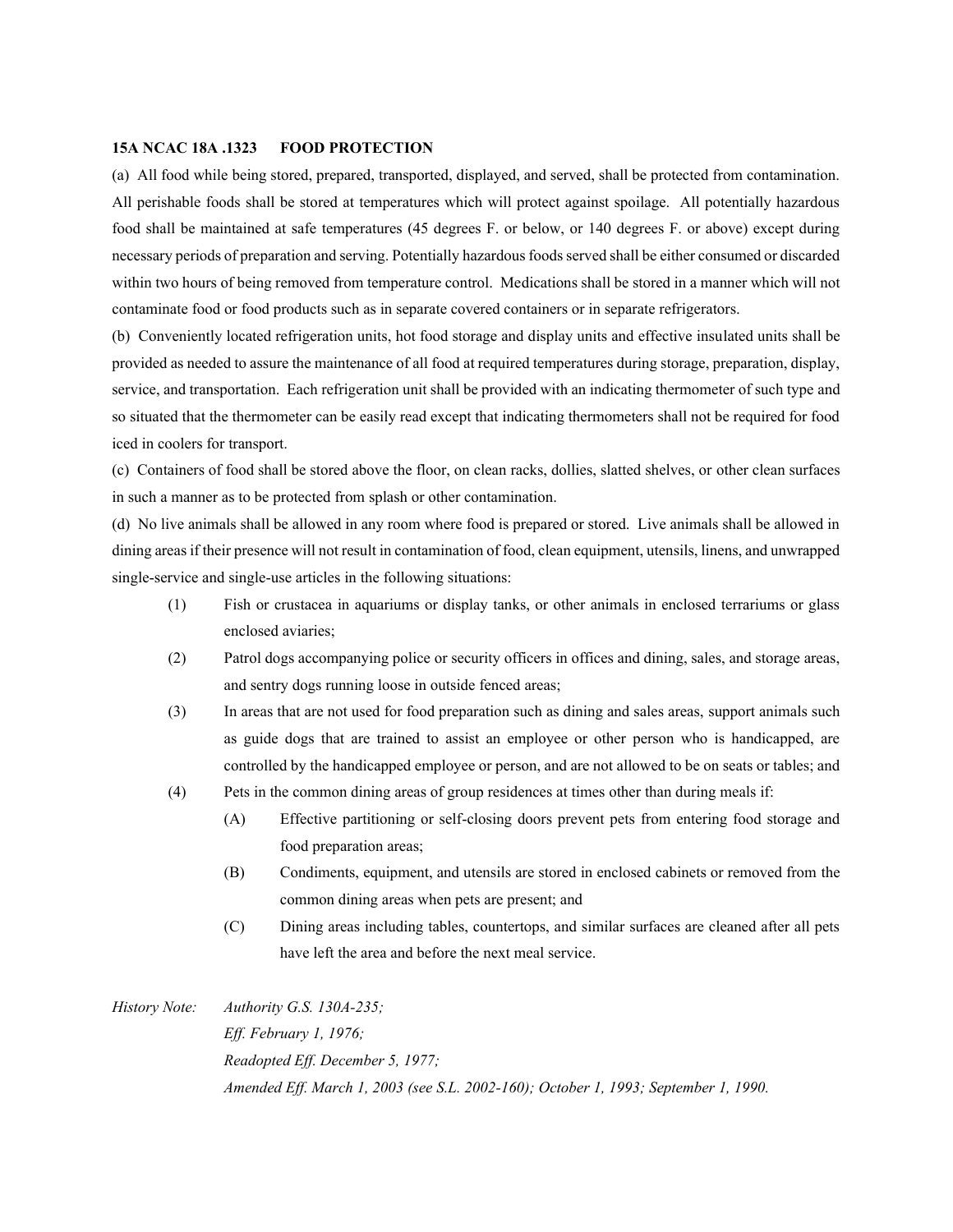**15A NCAC 18A .1323 FOOD PROTECTION**

(a) All food while being stored, prepared, transported, displayed, and served, shall be protected from contamination. All perishable foods shall be stored at temperatures which will protect against spoilage. All potentially hazardous food shall be maintained at safe temperatures (45 degrees F. or below, or 140 degrees F. or above) except during necessary periods of preparation and serving. Potentially hazardous foods served shall be either consumed or discarded within two hours of being removed from temperature control. Medications shall be stored in a manner which will not contaminate food or food products such as in separate covered containers or in separate refrigerators.

(b) Conveniently located refrigeration units, hot food storage and display units and effective insulated units shall be provided as needed to assure the maintenance of all food at required temperatures during storage, preparation, display, service, and transportation. Each refrigeration unit shall be provided with an indicating thermometer of such type and so situated that the thermometer can be easily read except that indicating thermometers shall not be required for food iced in coolers for transport.

(c) Containers of food shall be stored above the floor, on clean racks, dollies, slatted shelves, or other clean surfaces in such a manner as to be protected from splash or other contamination.

(d) No live animals shall be allowed in any room where food is prepared or stored. Live animals shall be allowed in dining areas if their presence will not result in contamination of food, clean equipment, utensils, linens, and unwrapped single-service and single-use articles in the following situations:

- (1) Fish or crustacea in aquariums or display tanks, or other animals in enclosed terrariums or glass enclosed aviaries;
- (2) Patrol dogs accompanying police or security officers in offices and dining, sales, and storage areas, and sentry dogs running loose in outside fenced areas;
- (3) In areas that are not used for food preparation such as dining and sales areas, support animals such as guide dogs that are trained to assist an employee or other person who is handicapped, are controlled by the handicapped employee or person, and are not allowed to be on seats or tables; and
- (4) Pets in the common dining areas of group residences at times other than during meals if:
  - (A) Effective partitioning or self-closing doors prevent pets from entering food storage and food preparation areas;
  - (B) Condiments, equipment, and utensils are stored in enclosed cabinets or removed from the common dining areas when pets are present; and
  - (C) Dining areas including tables, countertops, and similar surfaces are cleaned after all pets have left the area and before the next meal service.

*History Note: Authority G.S. 130A-235;*
*Eff. February 1, 1976;*
*Readopted Eff. December 5, 1977;*
*Amended Eff. March 1, 2003 (see S.L. 2002-160); October 1, 1993; September 1, 1990.*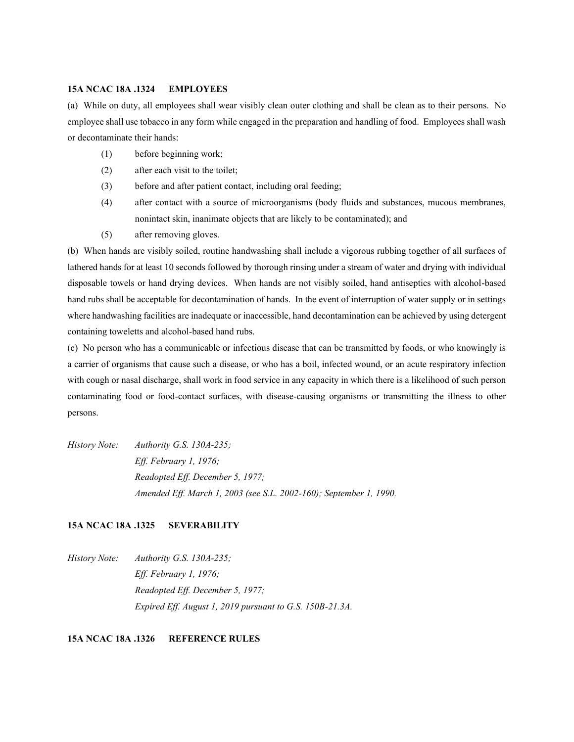**15A NCAC 18A .1324 EMPLOYEES**

(a) While on duty, all employees shall wear visibly clean outer clothing and shall be clean as to their persons. No employee shall use tobacco in any form while engaged in the preparation and handling of food. Employees shall wash or decontaminate their hands:

(1) before beginning work;

(2) after each visit to the toilet;

(3) before and after patient contact, including oral feeding;

(4) after contact with a source of microorganisms (body fluids and substances, mucous membranes, nonintact skin, inanimate objects that are likely to be contaminated); and

(5) after removing gloves.

(b) When hands are visibly soiled, routine handwashing shall include a vigorous rubbing together of all surfaces of lathered hands for at least 10 seconds followed by thorough rinsing under a stream of water and drying with individual disposable towels or hand drying devices. When hands are not visibly soiled, hand antiseptics with alcohol-based hand rubs shall be acceptable for decontamination of hands. In the event of interruption of water supply or in settings where handwashing facilities are inadequate or inaccessible, hand decontamination can be achieved by using detergent containing toweletts and alcohol-based hand rubs.

(c) No person who has a communicable or infectious disease that can be transmitted by foods, or who knowingly is a carrier of organisms that cause such a disease, or who has a boil, infected wound, or an acute respiratory infection with cough or nasal discharge, shall work in food service in any capacity in which there is a likelihood of such person contaminating food or food-contact surfaces, with disease-causing organisms or transmitting the illness to other persons.

*History Note: Authority G.S. 130A-235;*
*Eff. February 1, 1976;*
*Readopted Eff. December 5, 1977;*
*Amended Eff. March 1, 2003 (see S.L. 2002-160); September 1, 1990.*

**15A NCAC 18A .1325 SEVERABILITY**

*History Note: Authority G.S. 130A-235;*
*Eff. February 1, 1976;*
*Readopted Eff. December 5, 1977;*
*Expired Eff. August 1, 2019 pursuant to G.S. 150B-21.3A.*

**15A NCAC 18A .1326 REFERENCE RULES**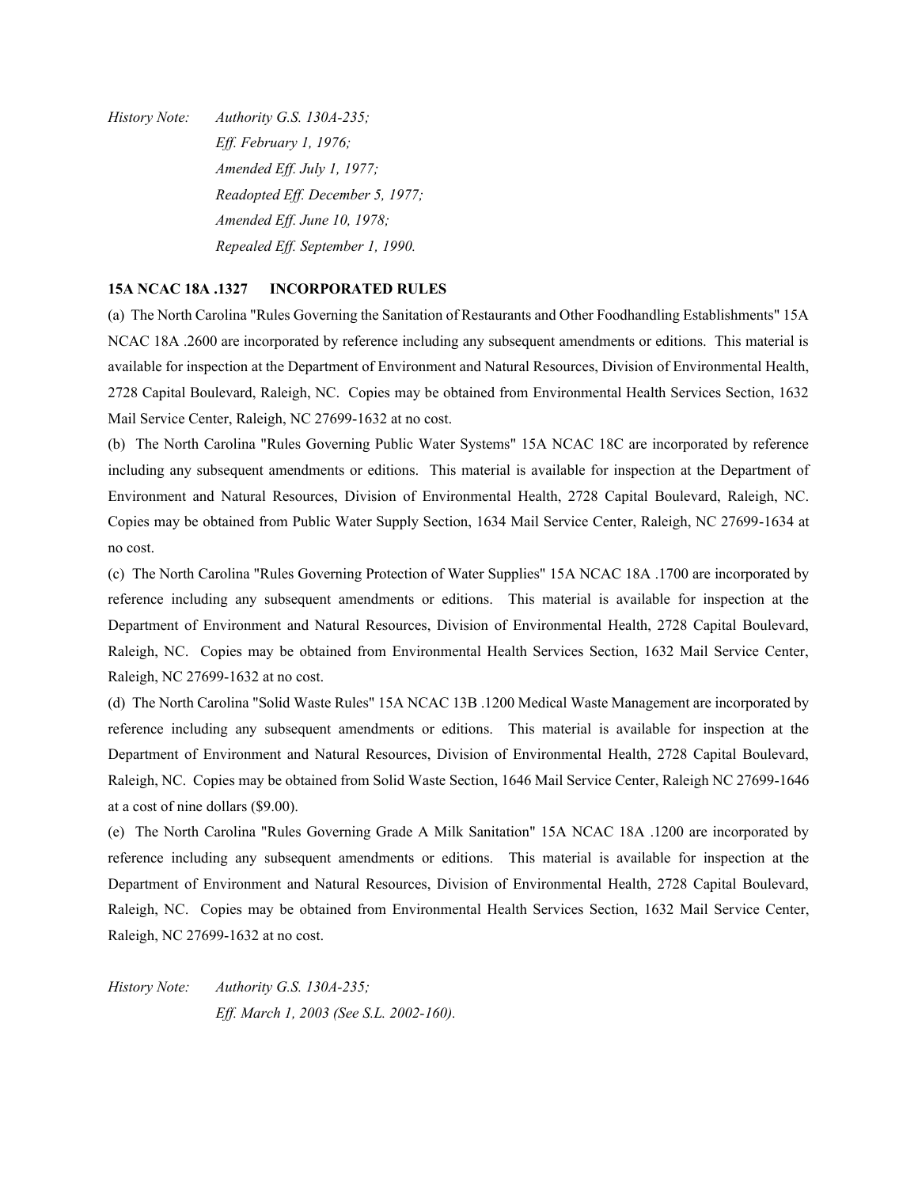*History Note: Authority G.S. 130A-235;*
*Eff. February 1, 1976;*
*Amended Eff. July 1, 1977;*
*Readopted Eff. December 5, 1977;*
*Amended Eff. June 10, 1978;*
*Repealed Eff. September 1, 1990.*

**15A NCAC 18A .1327 INCORPORATED RULES**

(a) The North Carolina "Rules Governing the Sanitation of Restaurants and Other Foodhandling Establishments" 15A NCAC 18A .2600 are incorporated by reference including any subsequent amendments or editions. This material is available for inspection at the Department of Environment and Natural Resources, Division of Environmental Health, 2728 Capital Boulevard, Raleigh, NC. Copies may be obtained from Environmental Health Services Section, 1632 Mail Service Center, Raleigh, NC 27699-1632 at no cost.

(b) The North Carolina "Rules Governing Public Water Systems" 15A NCAC 18C are incorporated by reference including any subsequent amendments or editions. This material is available for inspection at the Department of Environment and Natural Resources, Division of Environmental Health, 2728 Capital Boulevard, Raleigh, NC. Copies may be obtained from Public Water Supply Section, 1634 Mail Service Center, Raleigh, NC 27699-1634 at no cost.

(c) The North Carolina "Rules Governing Protection of Water Supplies" 15A NCAC 18A .1700 are incorporated by reference including any subsequent amendments or editions. This material is available for inspection at the Department of Environment and Natural Resources, Division of Environmental Health, 2728 Capital Boulevard, Raleigh, NC. Copies may be obtained from Environmental Health Services Section, 1632 Mail Service Center, Raleigh, NC 27699-1632 at no cost.

(d) The North Carolina "Solid Waste Rules" 15A NCAC 13B .1200 Medical Waste Management are incorporated by reference including any subsequent amendments or editions. This material is available for inspection at the Department of Environment and Natural Resources, Division of Environmental Health, 2728 Capital Boulevard, Raleigh, NC. Copies may be obtained from Solid Waste Section, 1646 Mail Service Center, Raleigh NC 27699-1646 at a cost of nine dollars ($9.00).

(e) The North Carolina "Rules Governing Grade A Milk Sanitation" 15A NCAC 18A .1200 are incorporated by reference including any subsequent amendments or editions. This material is available for inspection at the Department of Environment and Natural Resources, Division of Environmental Health, 2728 Capital Boulevard, Raleigh, NC. Copies may be obtained from Environmental Health Services Section, 1632 Mail Service Center, Raleigh, NC 27699-1632 at no cost.

*History Note: Authority G.S. 130A-235;*
*Eff. March 1, 2003 (See S.L. 2002-160).*